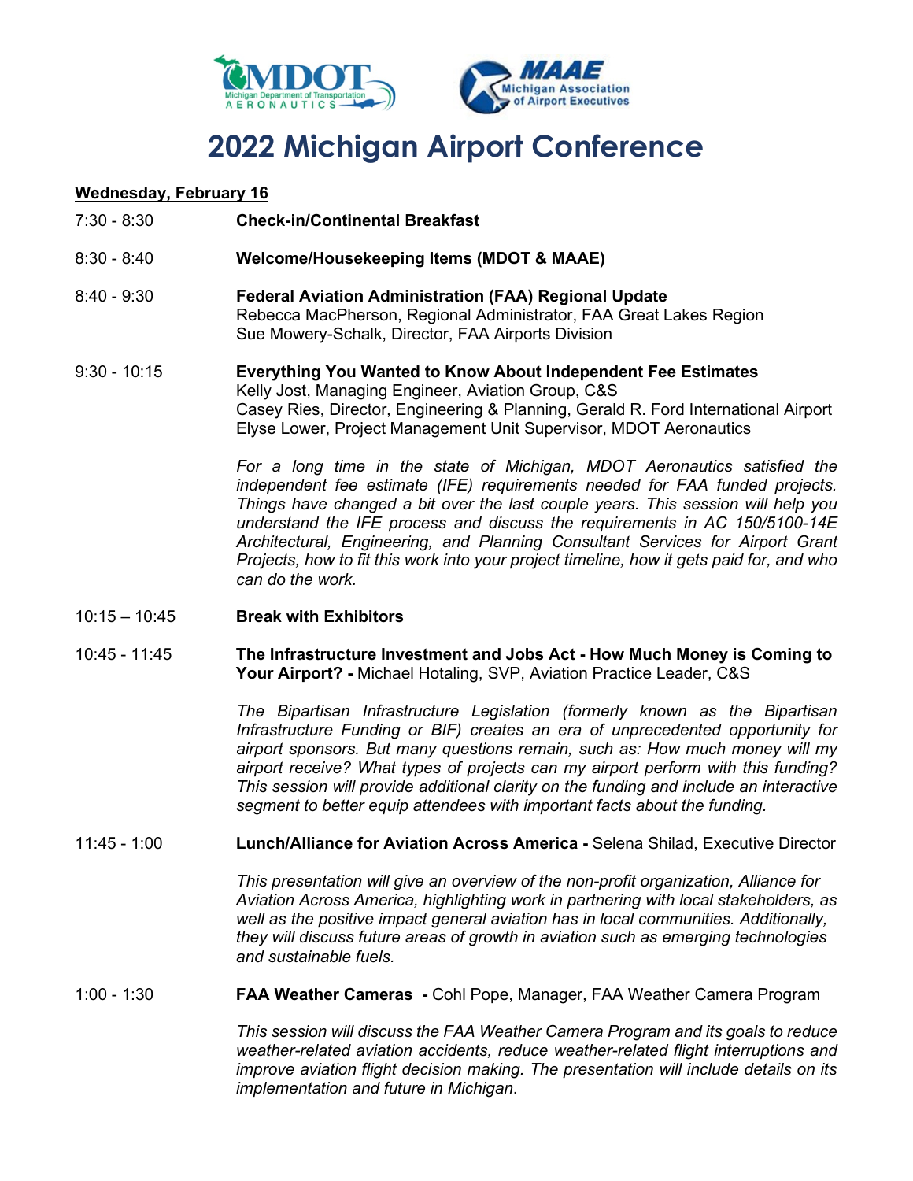# 2022 Michigan Airport Conference

**Wednesday, February 16**

7:30 - 8:30 **Check-in/Continental Breakfast**

8:30 - 8:40 **Welcome/Housekeeping Items (MDOT & MAAE)**

8:40 - 9:30 **Federal Aviation Administration (FAA) Regional Update**
Rebecca MacPherson, Regional Administrator, FAA Great Lakes Region
Sue Mowery-Schalk, Director, FAA Airports Division

9:30 - 10:15 **Everything You Wanted to Know About Independent Fee Estimates**
Kelly Jost, Managing Engineer, Aviation Group, C&S
Casey Ries, Director, Engineering & Planning, Gerald R. Ford International Airport
Elyse Lower, Project Management Unit Supervisor, MDOT Aeronautics

*For a long time in the state of Michigan, MDOT Aeronautics satisfied the independent fee estimate (IFE) requirements needed for FAA funded projects. Things have changed a bit over the last couple years. This session will help you understand the IFE process and discuss the requirements in AC 150/5100-14E Architectural, Engineering, and Planning Consultant Services for Airport Grant Projects, how to fit this work into your project timeline, how it gets paid for, and who can do the work.*

10:15 – 10:45 **Break with Exhibitors**

10:45 - 11:45 **The Infrastructure Investment and Jobs Act - How Much Money is Coming to Your Airport? -** Michael Hotaling, SVP, Aviation Practice Leader, C&S

*The Bipartisan Infrastructure Legislation (formerly known as the Bipartisan Infrastructure Funding or BIF) creates an era of unprecedented opportunity for airport sponsors. But many questions remain, such as: How much money will my airport receive? What types of projects can my airport perform with this funding? This session will provide additional clarity on the funding and include an interactive segment to better equip attendees with important facts about the funding.*

11:45 - 1:00 **Lunch/Alliance for Aviation Across America -** Selena Shilad, Executive Director

*This presentation will give an overview of the non-profit organization, Alliance for Aviation Across America, highlighting work in partnering with local stakeholders, as well as the positive impact general aviation has in local communities. Additionally, they will discuss future areas of growth in aviation such as emerging technologies and sustainable fuels.*

1:00 - 1:30 **FAA Weather Cameras -** Cohl Pope, Manager, FAA Weather Camera Program

*This session will discuss the FAA Weather Camera Program and its goals to reduce weather-related aviation accidents, reduce weather-related flight interruptions and improve aviation flight decision making. The presentation will include details on its implementation and future in Michigan.*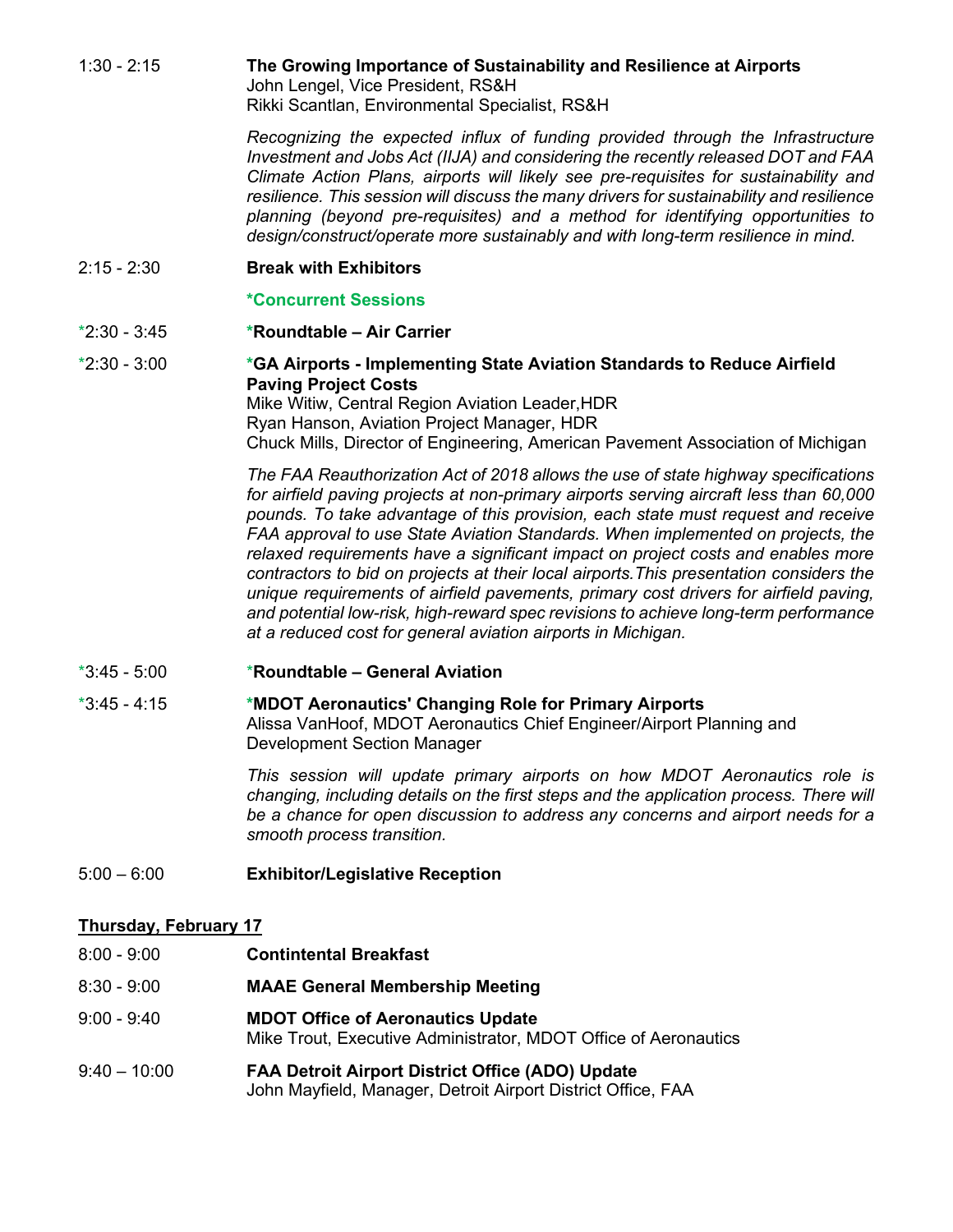1:30 - 2:15 **The Growing Importance of Sustainability and Resilience at Airports**
John Lengel, Vice President, RS&H
Rikki Scantlan, Environmental Specialist, RS&H

*Recognizing the expected influx of funding provided through the Infrastructure Investment and Jobs Act (IIJA) and considering the recently released DOT and FAA Climate Action Plans, airports will likely see pre-requisites for sustainability and resilience. This session will discuss the many drivers for sustainability and resilience planning (beyond pre-requisites) and a method for identifying opportunities to design/construct/operate more sustainably and with long-term resilience in mind.*

2:15 - 2:30 **Break with Exhibitors**

**\*Concurrent Sessions**

\*2:30 - 3:45 **\*Roundtable – Air Carrier**

\*2:30 - 3:00 **\*GA Airports - Implementing State Aviation Standards to Reduce Airfield Paving Project Costs**
Mike Witiw, Central Region Aviation Leader,HDR
Ryan Hanson, Aviation Project Manager, HDR
Chuck Mills, Director of Engineering, American Pavement Association of Michigan

*The FAA Reauthorization Act of 2018 allows the use of state highway specifications for airfield paving projects at non-primary airports serving aircraft less than 60,000 pounds. To take advantage of this provision, each state must request and receive FAA approval to use State Aviation Standards. When implemented on projects, the relaxed requirements have a significant impact on project costs and enables more contractors to bid on projects at their local airports.This presentation considers the unique requirements of airfield pavements, primary cost drivers for airfield paving, and potential low-risk, high-reward spec revisions to achieve long-term performance at a reduced cost for general aviation airports in Michigan.*

\*3:45 - 5:00 **\*Roundtable – General Aviation**

\*3:45 - 4:15 **\*MDOT Aeronautics' Changing Role for Primary Airports**
Alissa VanHoof, MDOT Aeronautics Chief Engineer/Airport Planning and Development Section Manager

*This session will update primary airports on how MDOT Aeronautics role is changing, including details on the first steps and the application process. There will be a chance for open discussion to address any concerns and airport needs for a smooth process transition.*

5:00 – 6:00 **Exhibitor/Legislative Reception**

## Thursday, February 17

8:00 - 9:00 **Contintental Breakfast**

8:30 - 9:00 **MAAE General Membership Meeting**

9:00 - 9:40 **MDOT Office of Aeronautics Update**
Mike Trout, Executive Administrator, MDOT Office of Aeronautics

9:40 – 10:00 **FAA Detroit Airport District Office (ADO) Update**
John Mayfield, Manager, Detroit Airport District Office, FAA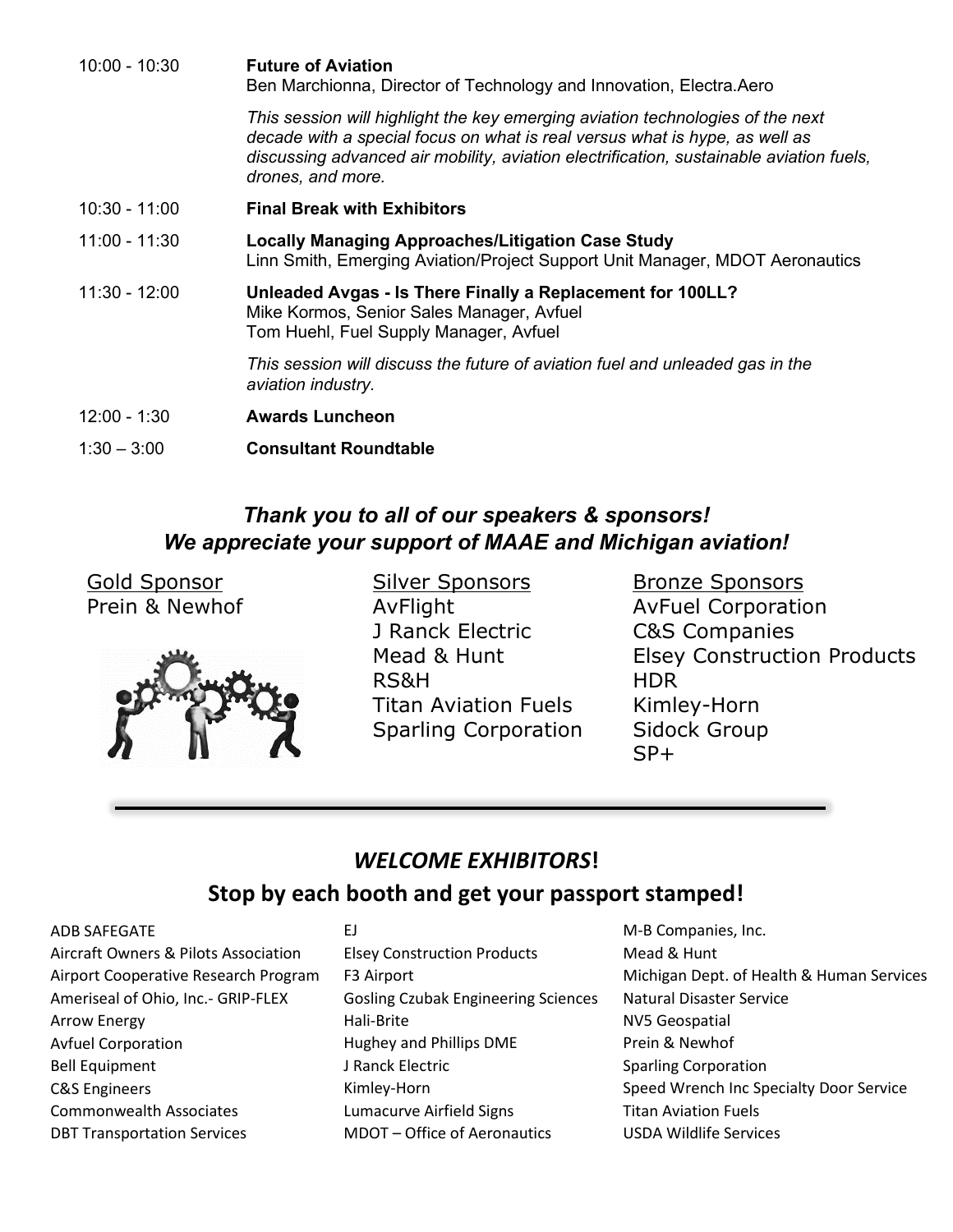**10:00 - 10:30** — **Future of Aviation**
Ben Marchionna, Director of Technology and Innovation, Electra.Aero

*This session will highlight the key emerging aviation technologies of the next decade with a special focus on what is real versus what is hype, as well as discussing advanced air mobility, aviation electrification, sustainable aviation fuels, drones, and more.*

**10:30 - 11:00** — **Final Break with Exhibitors**

**11:00 - 11:30** — **Locally Managing Approaches/Litigation Case Study**
Linn Smith, Emerging Aviation/Project Support Unit Manager, MDOT Aeronautics

**11:30 - 12:00** — **Unleaded Avgas - Is There Finally a Replacement for 100LL?**
Mike Kormos, Senior Sales Manager, Avfuel
Tom Huehl, Fuel Supply Manager, Avfuel

*This session will discuss the future of aviation fuel and unleaded gas in the aviation industry.*

**12:00 - 1:30** — **Awards Luncheon**

**1:30 – 3:00** — **Consultant Roundtable**

***Thank you to all of our speakers & sponsors!***
***We appreciate your support of MAAE and Michigan aviation!***

Gold Sponsor
- Prein & Newhof

Silver Sponsors
- AvFlight
- J Ranck Electric
- Mead & Hunt
- RS&H
- Titan Aviation Fuels
- Sparling Corporation

Bronze Sponsors
- AvFuel Corporation
- C&S Companies
- Elsey Construction Products
- HDR
- Kimley-Horn
- Sidock Group
- SP+

---

## *WELCOME EXHIBITORS*!

## Stop by each booth and get your passport stamped!

- ADB SAFEGATE
- Aircraft Owners & Pilots Association
- Airport Cooperative Research Program
- Ameriseal of Ohio, Inc.- GRIP-FLEX
- Arrow Energy
- Avfuel Corporation
- Bell Equipment
- C&S Engineers
- Commonwealth Associates
- DBT Transportation Services
- EJ
- Elsey Construction Products
- F3 Airport
- Gosling Czubak Engineering Sciences
- Hali-Brite
- Hughey and Phillips DME
- J Ranck Electric
- Kimley-Horn
- Lumacurve Airfield Signs
- MDOT – Office of Aeronautics
- M-B Companies, Inc.
- Mead & Hunt
- Michigan Dept. of Health & Human Services
- Natural Disaster Service
- NV5 Geospatial
- Prein & Newhof
- Sparling Corporation
- Speed Wrench Inc Specialty Door Service
- Titan Aviation Fuels
- USDA Wildlife Services